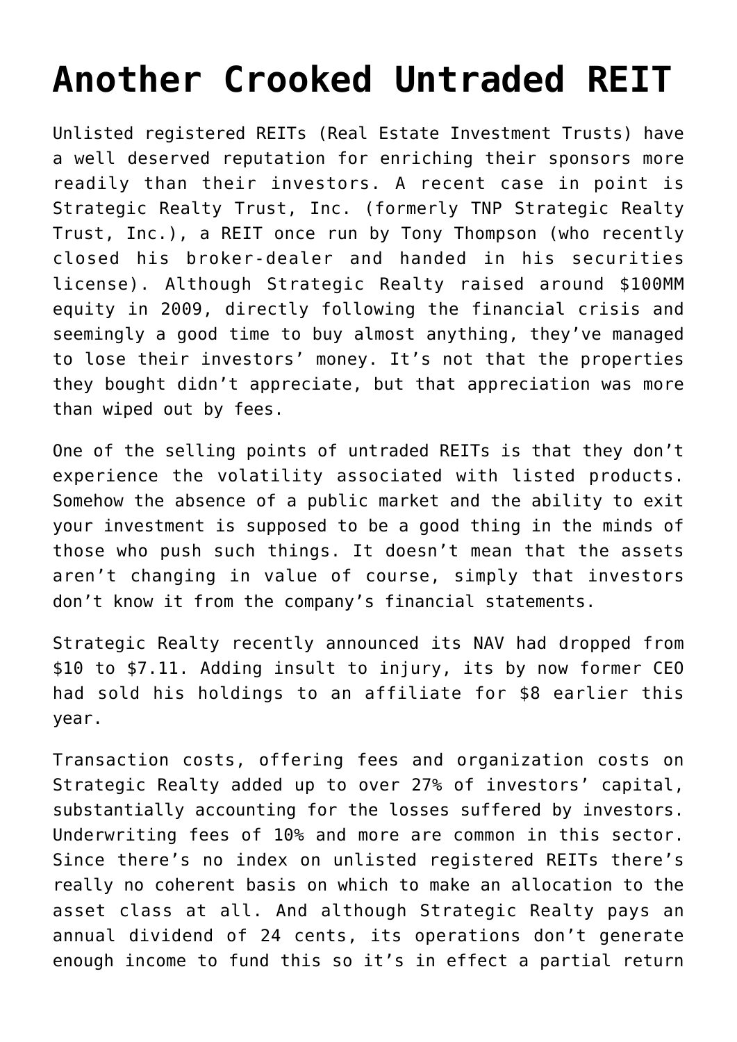# Another Crooked Untraded REIT

Unlisted registered REITs (Real Estate Investment Trusts) have a well deserved reputation for enriching their sponsors more readily than their investors. A recent case in point is Strategic Realty Trust, Inc. (formerly TNP Strategic Realty Trust, Inc.), a REIT once run by Tony Thompson (who recently closed his broker-dealer and handed in his securities license). Although Strategic Realty raised around $100MM equity in 2009, directly following the financial crisis and seemingly a good time to buy almost anything, they've managed to lose their investors' money. It's not that the properties they bought didn't appreciate, but that appreciation was more than wiped out by fees.

One of the selling points of untraded REITs is that they don't experience the volatility associated with listed products. Somehow the absence of a public market and the ability to exit your investment is supposed to be a good thing in the minds of those who push such things. It doesn't mean that the assets aren't changing in value of course, simply that investors don't know it from the company's financial statements.

Strategic Realty recently announced its NAV had dropped from $10 to $7.11. Adding insult to injury, its by now former CEO had sold his holdings to an affiliate for $8 earlier this year.

Transaction costs, offering fees and organization costs on Strategic Realty added up to over 27% of investors' capital, substantially accounting for the losses suffered by investors. Underwriting fees of 10% and more are common in this sector. Since there's no index on unlisted registered REITs there's really no coherent basis on which to make an allocation to the asset class at all. And although Strategic Realty pays an annual dividend of 24 cents, its operations don't generate enough income to fund this so it's in effect a partial return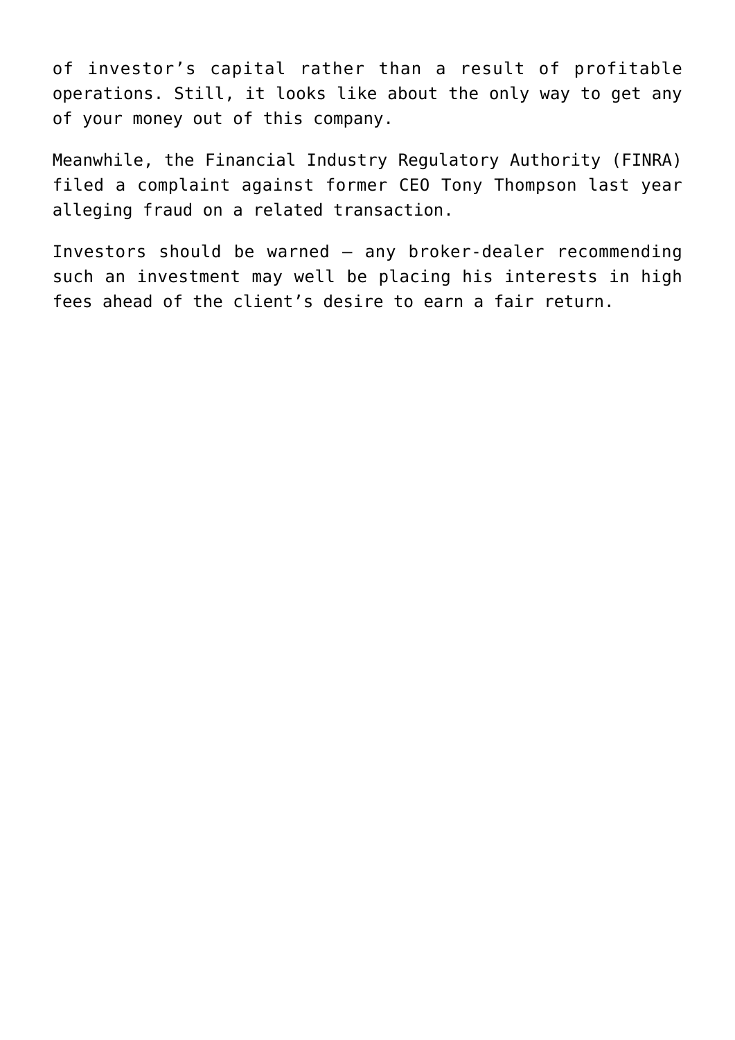of investor’s capital rather than a result of profitable operations. Still, it looks like about the only way to get any of your money out of this company.

Meanwhile, the Financial Industry Regulatory Authority (FINRA) filed a complaint against former CEO Tony Thompson last year alleging fraud on a related transaction.

Investors should be warned – any broker-dealer recommending such an investment may well be placing his interests in high fees ahead of the client’s desire to earn a fair return.